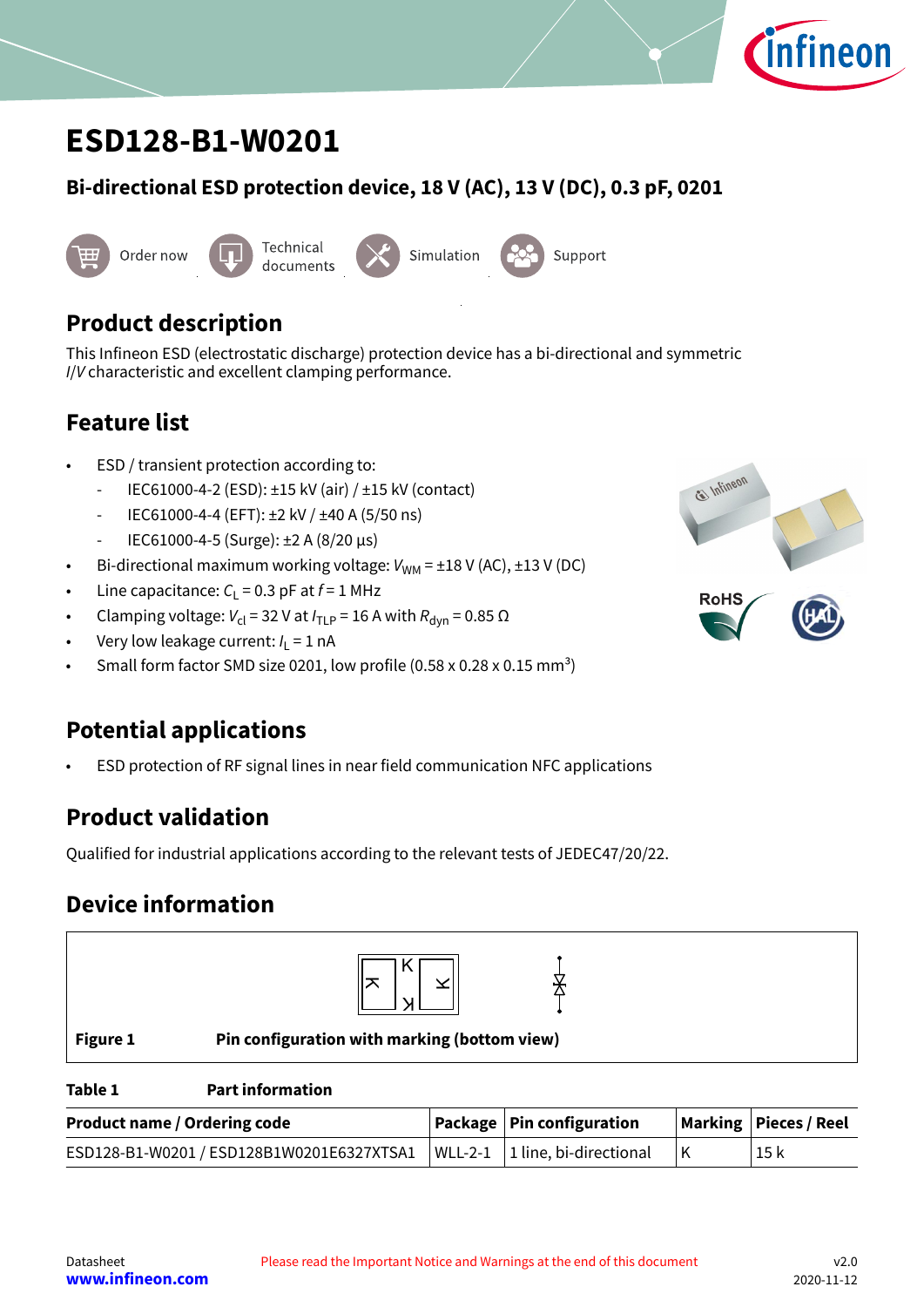# ESD128-B1-W0201

## Bi-directional ESD protection device, 18 V (AC), 13 V (DC), 0.3 pF, 0201

Order now | Technical documents | Simulation | Support

## Product description

This Infineon ESD (electrostatic discharge) protection device has a bi-directional and symmetric *I*/*V* characteristic and excellent clamping performance.

## Feature list

- ESD / transient protection according to:
  - IEC61000-4-2 (ESD): ±15 kV (air) / ±15 kV (contact)
  - IEC61000-4-4 (EFT): ±2 kV / ±40 A (5/50 ns)
  - IEC61000-4-5 (Surge): ±2 A (8/20 µs)
- Bi-directional maximum working voltage: $V_{WM}$ = ±18 V (AC), ±13 V (DC)
- Line capacitance: $C_L$ = 0.3 pF at $f$ = 1 MHz
- Clamping voltage: $V_{cl}$ = 32 V at $I_{TLP}$ = 16 A with $R_{dyn}$ = 0.85 Ω
- Very low leakage current: $I_L$ = 1 nA
- Small form factor SMD size 0201, low profile (0.58 x 0.28 x 0.15 mm$^3$)

## Potential applications

- ESD protection of RF signal lines in near field communication NFC applications

## Product validation

Qualified for industrial applications according to the relevant tests of JEDEC47/20/22.

## Device information

**Figure 1** **Pin configuration with marking (bottom view)**

**Table 1** **Part information**

| Product name / Ordering code | Package | Pin configuration | Marking | Pieces / Reel |
|---|---|---|---|---|
| ESD128-B1-W0201 / ESD128B1W0201E6327XTSA1 | WLL-2-1 | 1 line, bi-directional | K | 15 k |

Datasheet
www.infineon.com

Please read the Important Notice and Warnings at the end of this document

v2.0
2020-11-12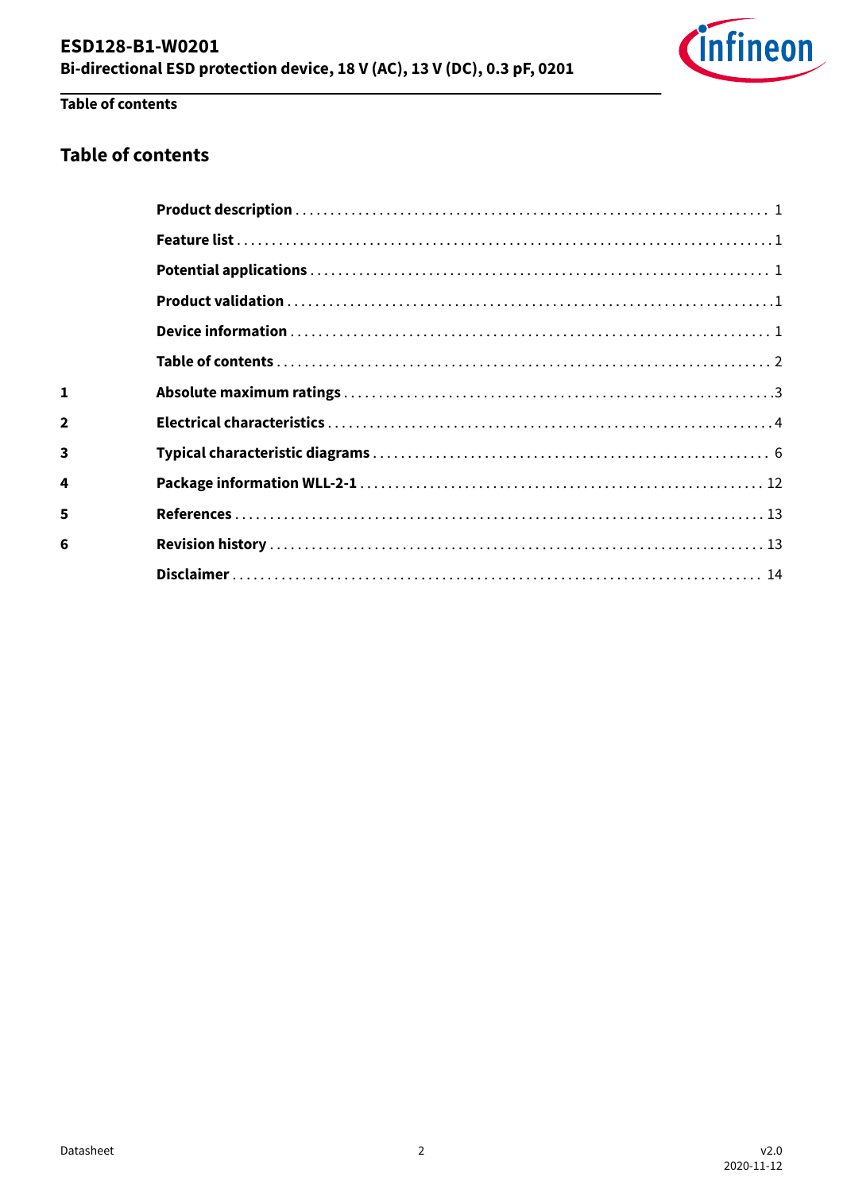## Table of contents

| | | |
|---|---|---|
| | **Product description** | 1 |
| | **Feature list** | 1 |
| | **Potential applications** | 1 |
| | **Product validation** | 1 |
| | **Device information** | 1 |
| | **Table of contents** | 2 |
| **1** | **Absolute maximum ratings** | 3 |
| **2** | **Electrical characteristics** | 4 |
| **3** | **Typical characteristic diagrams** | 6 |
| **4** | **Package information WLL-2-1** | 12 |
| **5** | **References** | 13 |
| **6** | **Revision history** | 13 |
| | **Disclaimer** | 14 |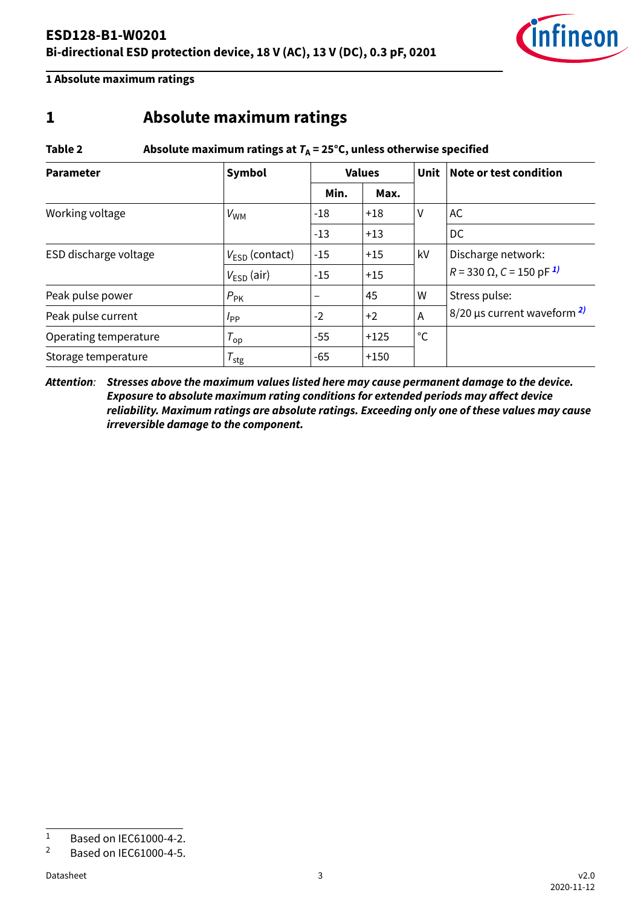# 1 Absolute maximum ratings

**Table 2 Absolute maximum ratings at $T_A$ = 25°C, unless otherwise specified**

| Parameter | Symbol | Values | | Unit | Note or test condition |
|---|---|---|---|---|---|
| | | Min. | Max. | | |
| Working voltage | $V_{WM}$ | -18 | +18 | V | AC |
| | | -13 | +13 | | DC |
| ESD discharge voltage | $V_{ESD}$ (contact) | -15 | +15 | kV | Discharge network: $R$ = 330 Ω, $C$ = 150 pF [1] |
| | $V_{ESD}$ (air) | -15 | +15 | | |
| Peak pulse power | $P_{PK}$ | – | 45 | W | Stress pulse: 8/20 µs current waveform [2] |
| Peak pulse current | $I_{PP}$ | -2 | +2 | A | |
| Operating temperature | $T_{op}$ | -55 | +125 | °C | |
| Storage temperature | $T_{stg}$ | -65 | +150 | | |

*Attention:* ***Stresses above the maximum values listed here may cause permanent damage to the device. Exposure to absolute maximum rating conditions for extended periods may affect device reliability. Maximum ratings are absolute ratings. Exceeding only one of these values may cause irreversible damage to the component.***

---

1 Based on IEC61000-4-2.

2 Based on IEC61000-4-5.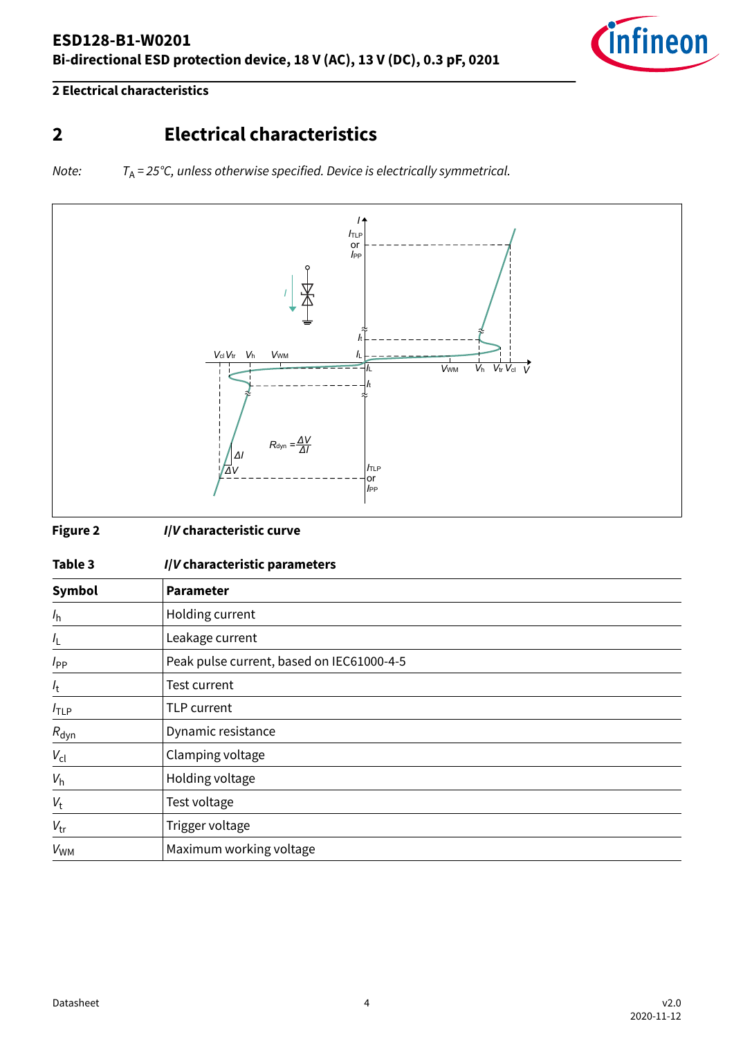# 2 Electrical characteristics

*Note:* $T_A$ *= 25°C, unless otherwise specified. Device is electrically symmetrical.*

**Figure 2** ***I/V*** **characteristic curve**

**Table 3** ***I/V*** **characteristic parameters**

| **Symbol** | **Parameter** |
|---|---|
| $I_h$ | Holding current |
| $I_L$ | Leakage current |
| $I_{PP}$ | Peak pulse current, based on IEC61000-4-5 |
| $I_t$ | Test current |
| $I_{TLP}$ | TLP current |
| $R_{dyn}$ | Dynamic resistance |
| $V_{cl}$ | Clamping voltage |
| $V_h$ | Holding voltage |
| $V_t$ | Test voltage |
| $V_{tr}$ | Trigger voltage |
| $V_{WM}$ | Maximum working voltage |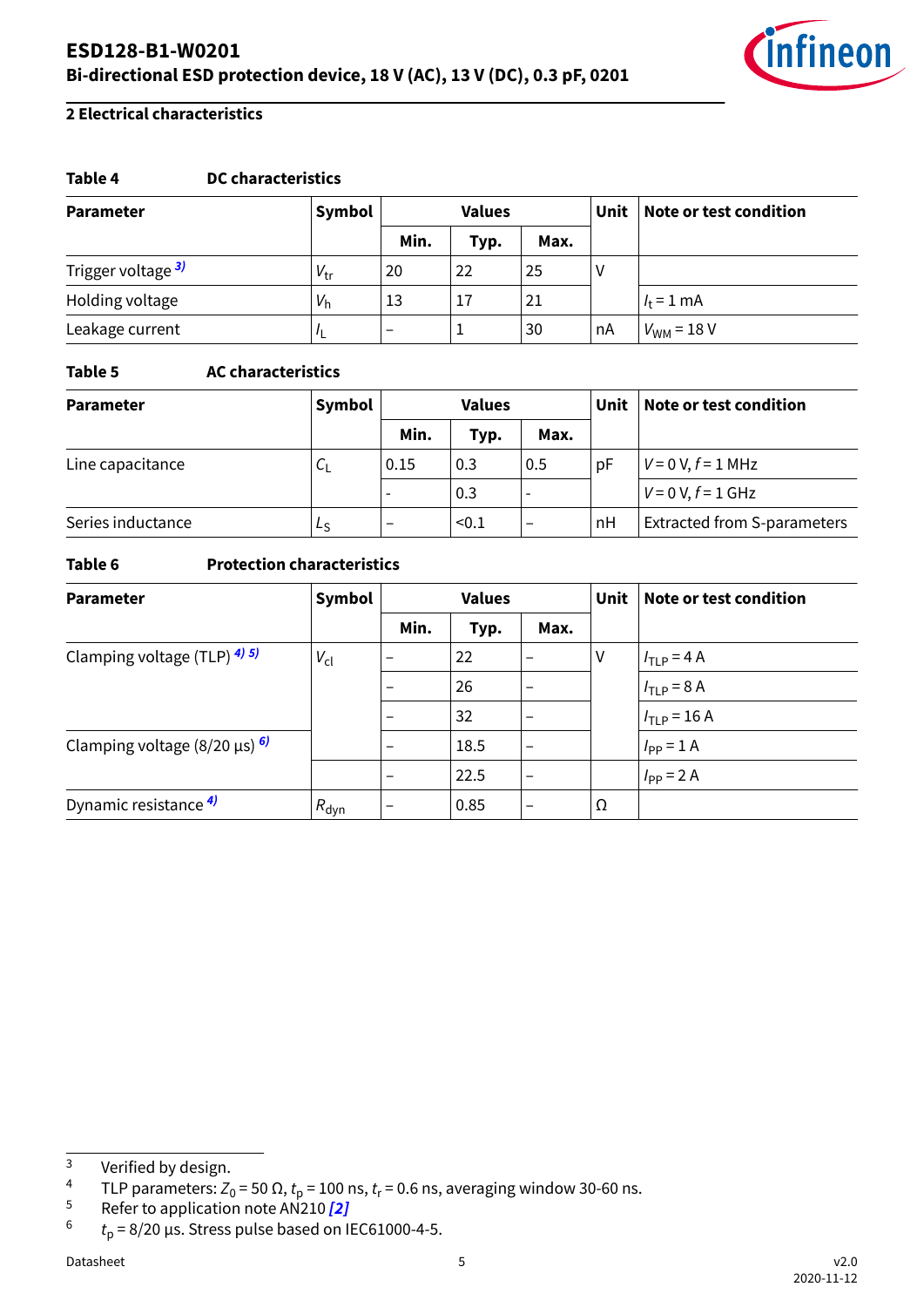## 2 Electrical characteristics

**Table 4 DC characteristics**

| Parameter | Symbol | Values | | | Unit | Note or test condition |
|---|---|---|---|---|---|---|
| | | Min. | Typ. | Max. | | |
| Trigger voltage [3] | $V_{tr}$ | 20 | 22 | 25 | V | |
| Holding voltage | $V_h$ | 13 | 17 | 21 | | $I_t$ = 1 mA |
| Leakage current | $I_L$ | – | 1 | 30 | nA | $V_{WM}$ = 18 V |

**Table 5 AC characteristics**

| Parameter | Symbol | Values | | | Unit | Note or test condition |
|---|---|---|---|---|---|---|
| | | Min. | Typ. | Max. | | |
| Line capacitance | $C_L$ | 0.15 | 0.3 | 0.5 | pF | $V$ = 0 V, $f$ = 1 MHz |
| | | - | 0.3 | - | | $V$ = 0 V, $f$ = 1 GHz |
| Series inductance | $L_S$ | – | <0.1 | – | nH | Extracted from S-parameters |

**Table 6 Protection characteristics**

| Parameter | Symbol | Values | | | Unit | Note or test condition |
|---|---|---|---|---|---|---|
| | | Min. | Typ. | Max. | | |
| Clamping voltage (TLP) [4] [5] | $V_{cl}$ | – | 22 | – | V | $I_{TLP}$ = 4 A |
| | | – | 26 | – | | $I_{TLP}$ = 8 A |
| | | – | 32 | – | | $I_{TLP}$ = 16 A |
| Clamping voltage (8/20 µs) [6] | | – | 18.5 | – | | $I_{PP}$ = 1 A |
| | | – | 22.5 | – | | $I_{PP}$ = 2 A |
| Dynamic resistance [4] | $R_{dyn}$ | – | 0.85 | – | Ω | |

3 Verified by design.

4 TLP parameters: $Z_0$ = 50 Ω, $t_p$ = 100 ns, $t_r$ = 0.6 ns, averaging window 30-60 ns.

5 Refer to application note AN210 [2]

6 $t_p$ = 8/20 µs. Stress pulse based on IEC61000-4-5.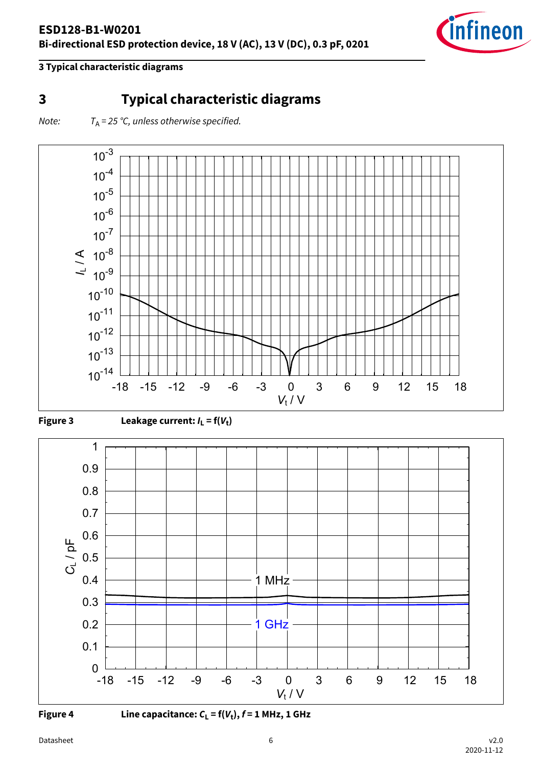# 3 Typical characteristic diagrams

*Note:* $T_A$ = 25 °C, unless otherwise specified.

**Figure 3** **Leakage current: $I_L = f(V_t)$**

**Figure 4** **Line capacitance: $C_L = f(V_t)$, $f$ = 1 MHz, 1 GHz**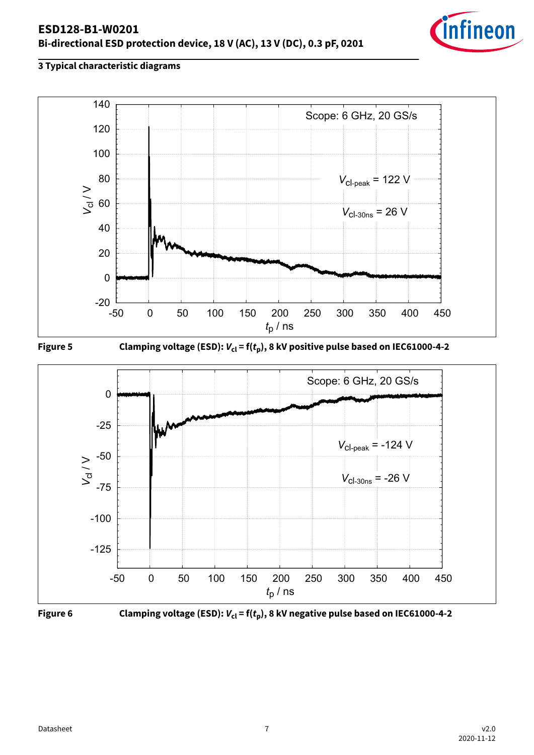### 3 Typical characteristic diagrams

**Figure 5** Clamping voltage (ESD): $V_{cl} = f(t_p)$, 8 kV positive pulse based on IEC61000-4-2

**Figure 6** Clamping voltage (ESD): $V_{cl} = f(t_p)$, 8 kV negative pulse based on IEC61000-4-2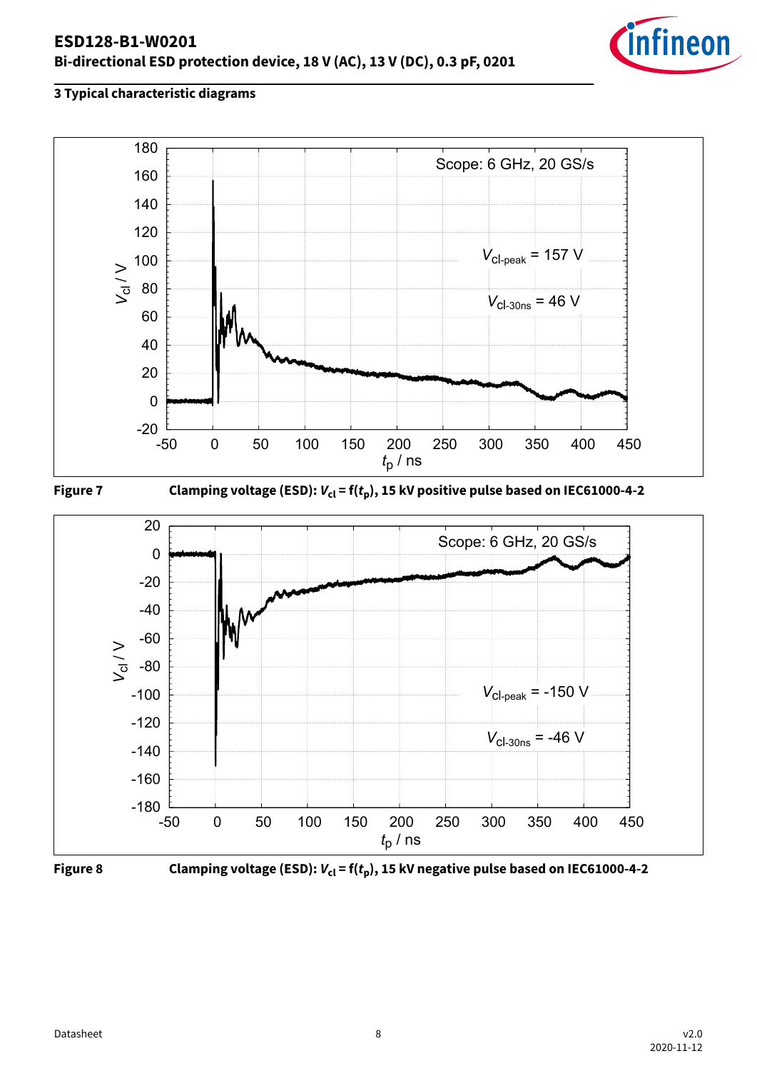## 3 Typical characteristic diagrams

**Figure 7** Clamping voltage (ESD): $V_{cl} = f(t_p)$, 15 kV positive pulse based on IEC61000-4-2

**Figure 8** Clamping voltage (ESD): $V_{cl} = f(t_p)$, 15 kV negative pulse based on IEC61000-4-2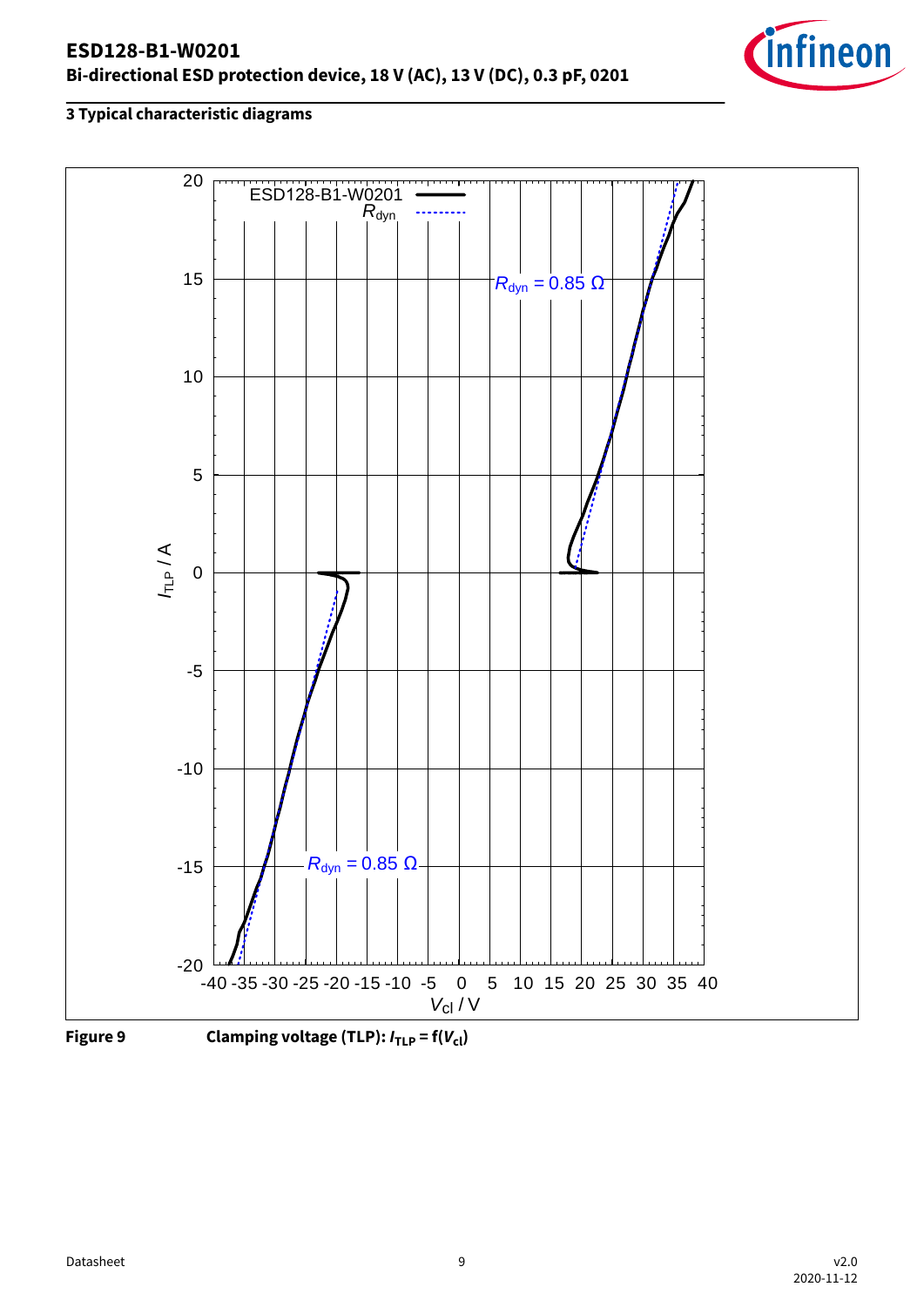## 3 Typical characteristic diagrams

**Figure 9** **Clamping voltage (TLP): $I_{TLP} = f(V_{cl})$**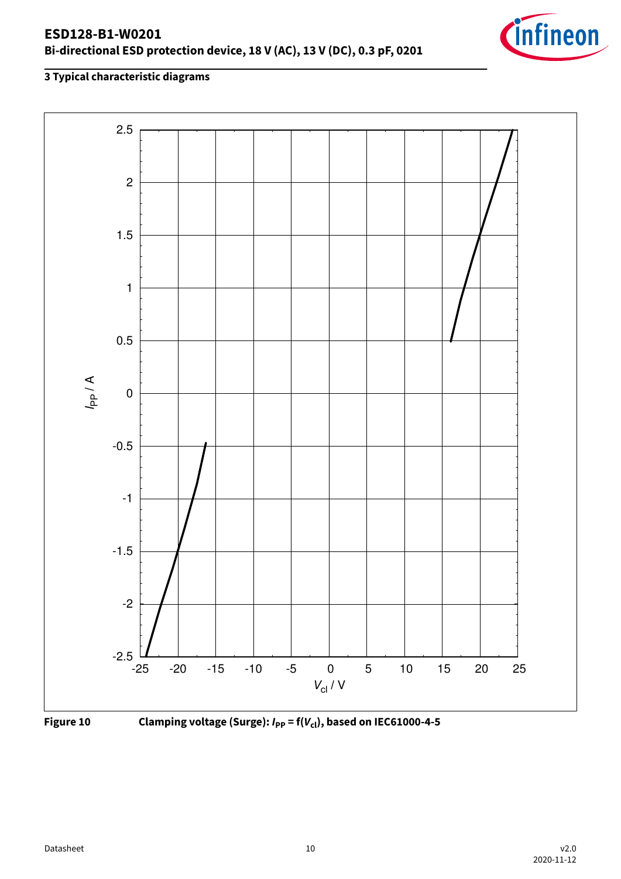## 3 Typical characteristic diagrams

**Figure 10** **Clamping voltage (Surge): $I_{PP} = f(V_{cl})$, based on IEC61000-4-5**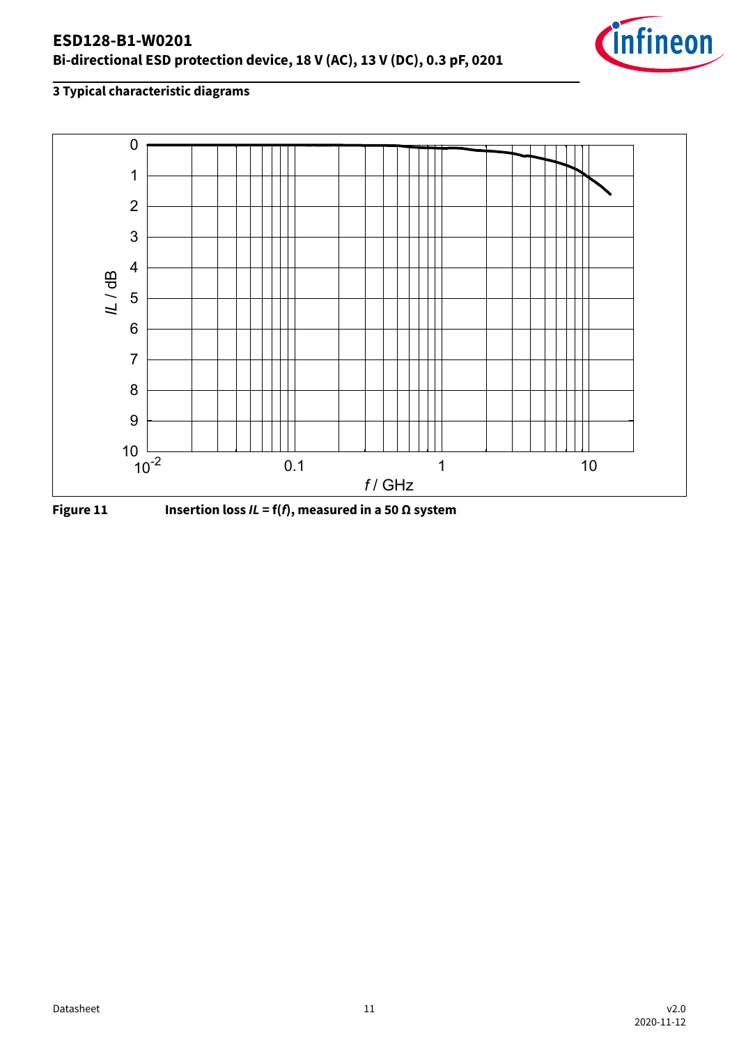## 3 Typical characteristic diagrams

**Figure 11** Insertion loss ***IL*** = f(***f***), measured in a 50 Ω system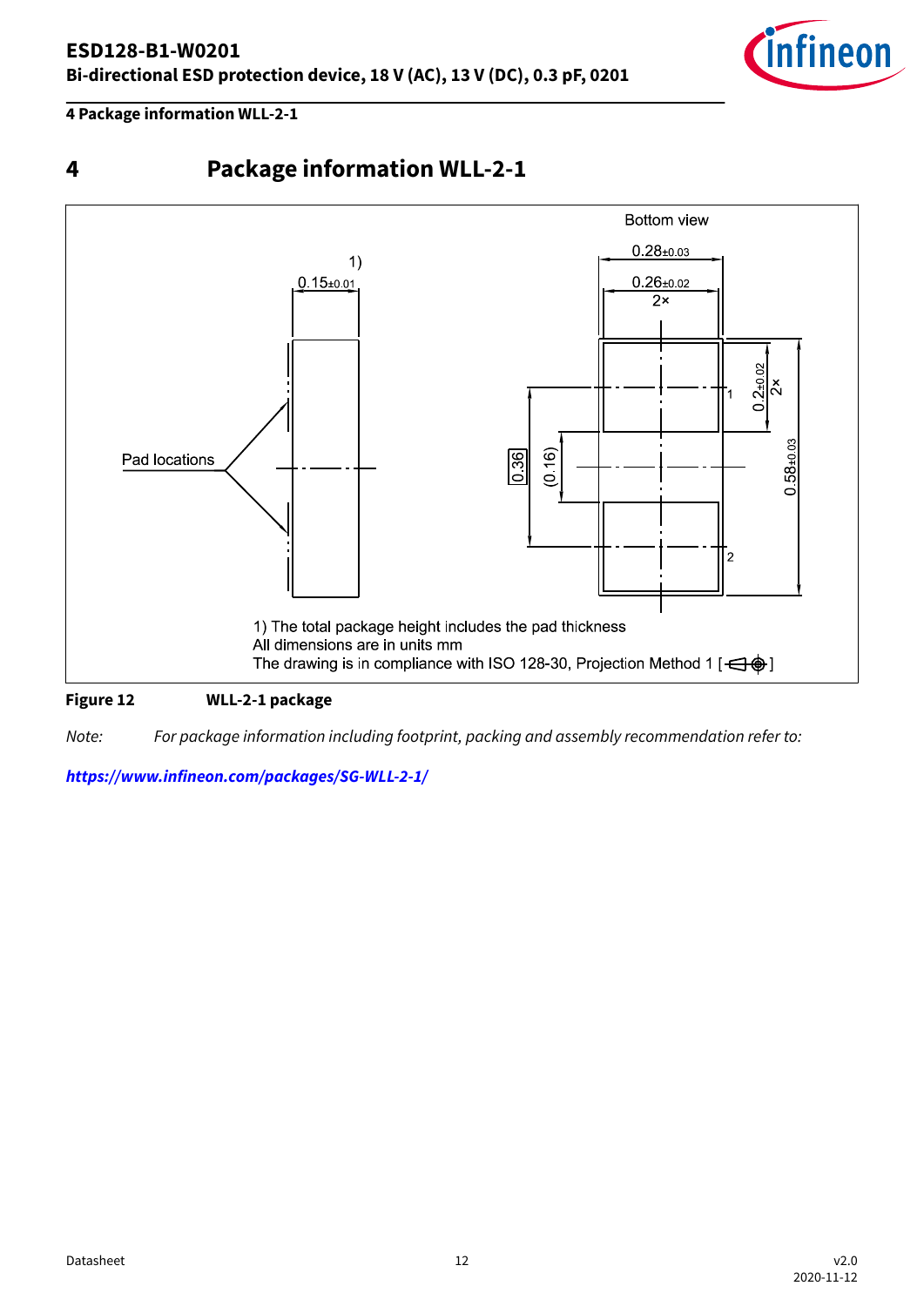# 4 Package information WLL-2-1

Bottom view

0.28±0.03

0.26±0.02
2×

1)
0.15±0.01

Pad locations

0.2±0.02
2×

0.58±0.03

0.36

(0.16)

1

2

1) The total package height includes the pad thickness
All dimensions are in units mm
The drawing is in compliance with ISO 128-30, Projection Method 1 [ ]

**Figure 12** **WLL-2-1 package**

*Note: For package information including footprint, packing and assembly recommendation refer to:*

***https://www.infineon.com/packages/SG-WLL-2-1/***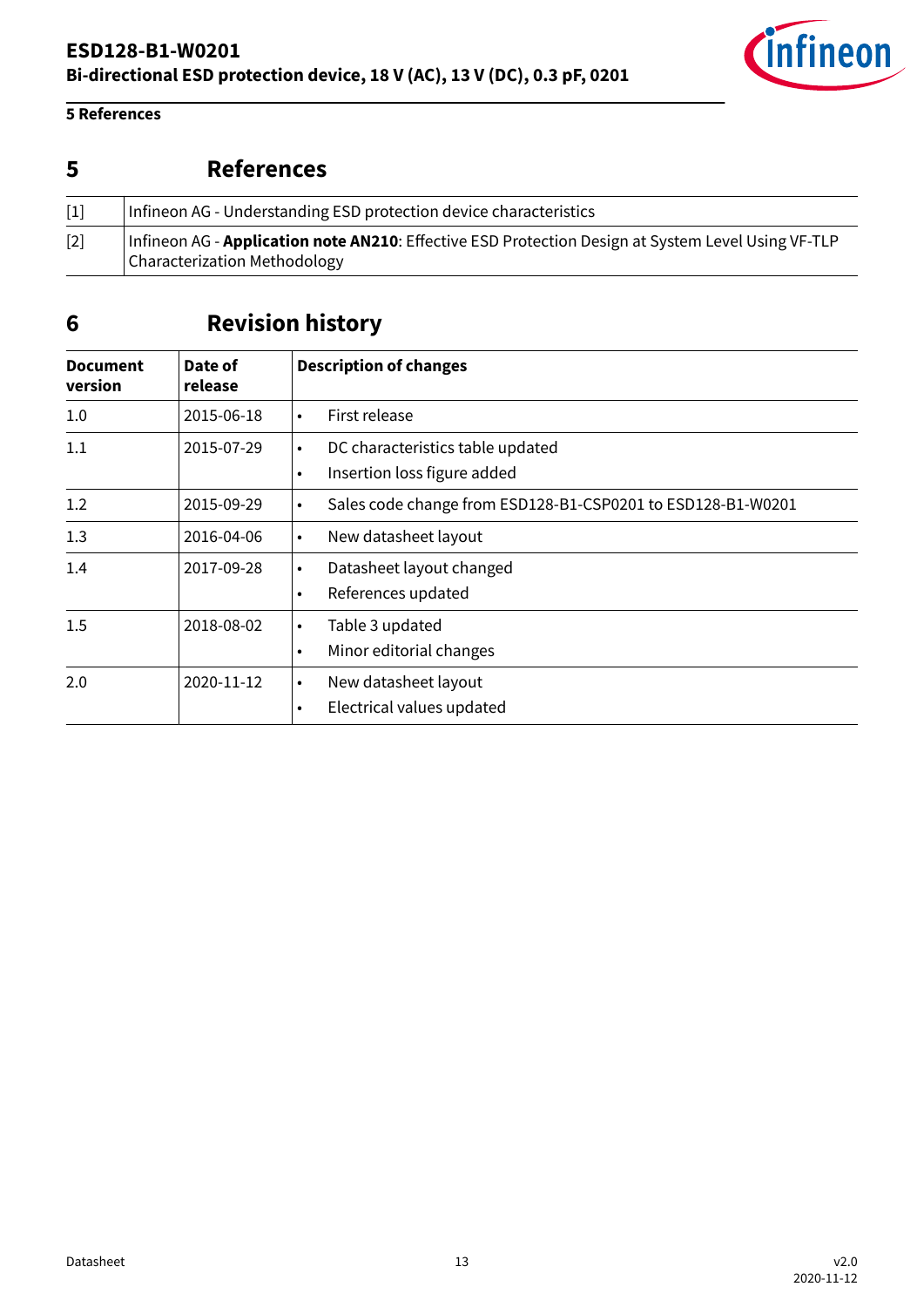# 5 References

| | |
|---|---|
| [1] | Infineon AG - Understanding ESD protection device characteristics |
| [2] | Infineon AG - **Application note AN210**: Effective ESD Protection Design at System Level Using VF-TLP Characterization Methodology |

# 6 Revision history

| Document version | Date of release | Description of changes |
|---|---|---|
| 1.0 | 2015-06-18 | • First release |
| 1.1 | 2015-07-29 | • DC characteristics table updated<br>• Insertion loss figure added |
| 1.2 | 2015-09-29 | • Sales code change from ESD128-B1-CSP0201 to ESD128-B1-W0201 |
| 1.3 | 2016-04-06 | • New datasheet layout |
| 1.4 | 2017-09-28 | • Datasheet layout changed<br>• References updated |
| 1.5 | 2018-08-02 | • Table 3 updated<br>• Minor editorial changes |
| 2.0 | 2020-11-12 | • New datasheet layout<br>• Electrical values updated |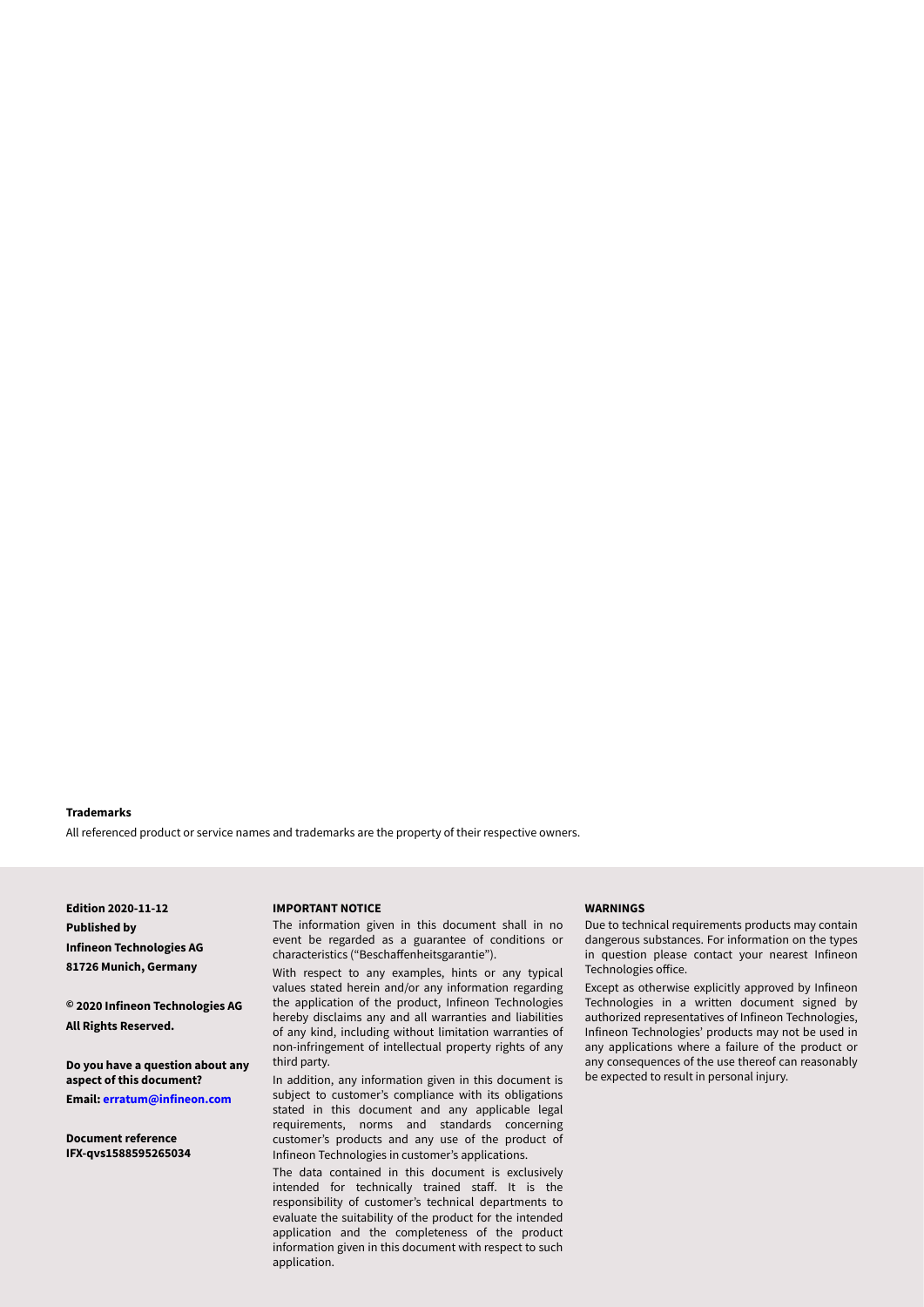**Trademarks**

All referenced product or service names and trademarks are the property of their respective owners.

**Edition 2020-11-12**
**Published by**
**Infineon Technologies AG**
**81726 Munich, Germany**

**© 2020 Infineon Technologies AG**
**All Rights Reserved.**

**Do you have a question about any aspect of this document?**
**Email: erratum@infineon.com**

**Document reference**
**IFX-qvs1588595265034**

**IMPORTANT NOTICE**

The information given in this document shall in no event be regarded as a guarantee of conditions or characteristics ("Beschaffenheitsgarantie").

With respect to any examples, hints or any typical values stated herein and/or any information regarding the application of the product, Infineon Technologies hereby disclaims any and all warranties and liabilities of any kind, including without limitation warranties of non-infringement of intellectual property rights of any third party.

In addition, any information given in this document is subject to customer's compliance with its obligations stated in this document and any applicable legal requirements, norms and standards concerning customer's products and any use of the product of Infineon Technologies in customer's applications.

The data contained in this document is exclusively intended for technically trained staff. It is the responsibility of customer's technical departments to evaluate the suitability of the product for the intended application and the completeness of the product information given in this document with respect to such application.

**WARNINGS**

Due to technical requirements products may contain dangerous substances. For information on the types in question please contact your nearest Infineon Technologies office.

Except as otherwise explicitly approved by Infineon Technologies in a written document signed by authorized representatives of Infineon Technologies, Infineon Technologies' products may not be used in any applications where a failure of the product or any consequences of the use thereof can reasonably be expected to result in personal injury.